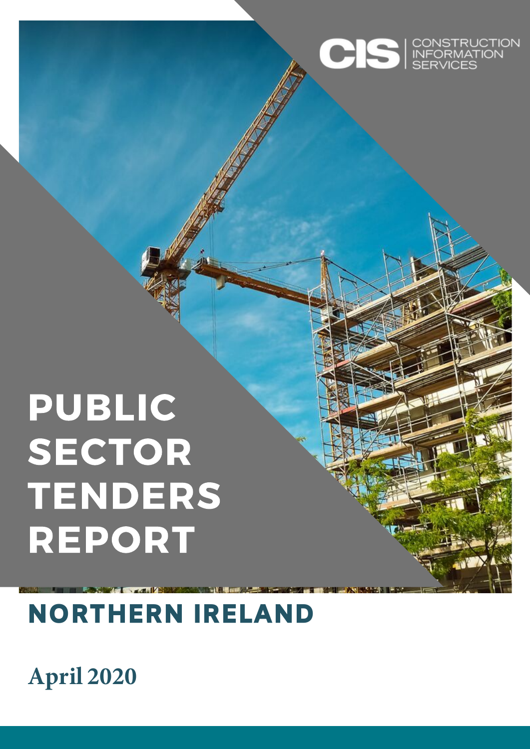CIS | CONSTRUCTION INFORMATION SERVICES

# PUBLIC SECTOR TENDERS REPORT

## NORTHERN IRELAND

**April 2020**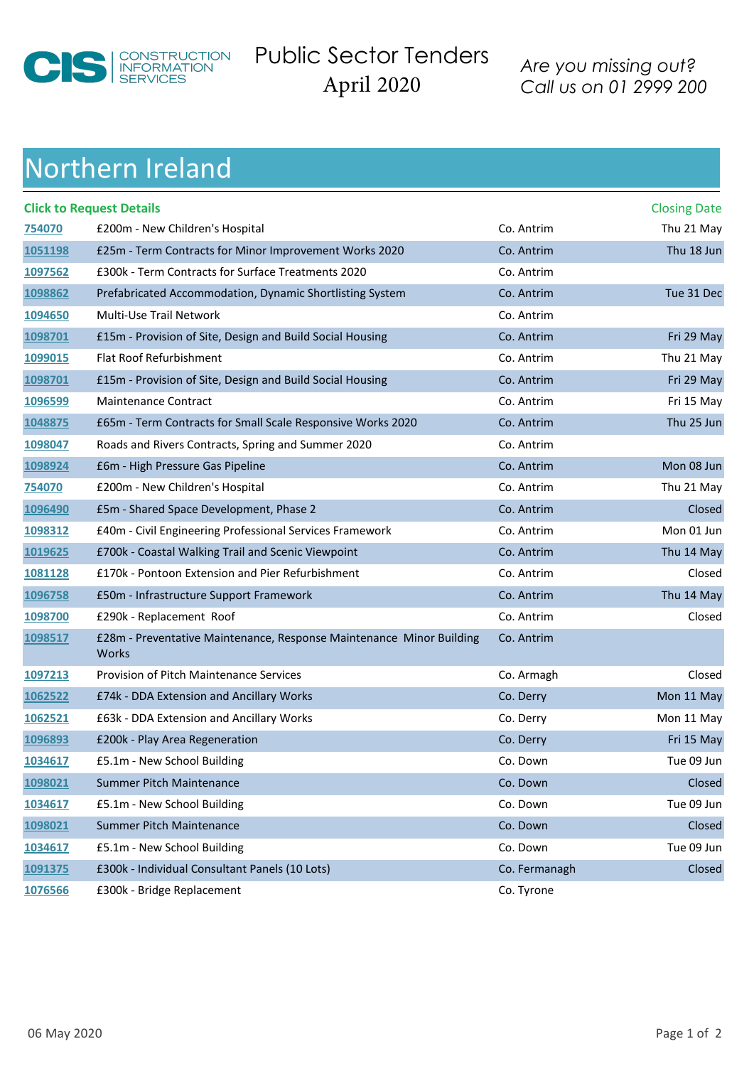CIS CONSTRUCTION INFORMATION SERVICES

# Public Sector Tenders April 2020

*Are you missing out? Call us on 01 2999 200*

## Northern Ireland

| Click to Request Details | | | Closing Date |
|---|---|---|---|
| 754070 | £200m - New Children's Hospital | Co. Antrim | Thu 21 May |
| 1051198 | £25m - Term Contracts for Minor Improvement Works 2020 | Co. Antrim | Thu 18 Jun |
| 1097562 | £300k - Term Contracts for Surface Treatments 2020 | Co. Antrim | |
| 1098862 | Prefabricated Accommodation, Dynamic Shortlisting System | Co. Antrim | Tue 31 Dec |
| 1094650 | Multi-Use Trail Network | Co. Antrim | |
| 1098701 | £15m - Provision of Site, Design and Build Social Housing | Co. Antrim | Fri 29 May |
| 1099015 | Flat Roof Refurbishment | Co. Antrim | Thu 21 May |
| 1098701 | £15m - Provision of Site, Design and Build Social Housing | Co. Antrim | Fri 29 May |
| 1096599 | Maintenance Contract | Co. Antrim | Fri 15 May |
| 1048875 | £65m - Term Contracts for Small Scale Responsive Works 2020 | Co. Antrim | Thu 25 Jun |
| 1098047 | Roads and Rivers Contracts, Spring and Summer 2020 | Co. Antrim | |
| 1098924 | £6m - High Pressure Gas Pipeline | Co. Antrim | Mon 08 Jun |
| 754070 | £200m - New Children's Hospital | Co. Antrim | Thu 21 May |
| 1096490 | £5m - Shared Space Development, Phase 2 | Co. Antrim | Closed |
| 1098312 | £40m - Civil Engineering Professional Services Framework | Co. Antrim | Mon 01 Jun |
| 1019625 | £700k - Coastal Walking Trail and Scenic Viewpoint | Co. Antrim | Thu 14 May |
| 1081128 | £170k - Pontoon Extension and Pier Refurbishment | Co. Antrim | Closed |
| 1096758 | £50m - Infrastructure Support Framework | Co. Antrim | Thu 14 May |
| 1098700 | £290k - Replacement Roof | Co. Antrim | Closed |
| 1098517 | £28m - Preventative Maintenance, Response Maintenance Minor Building Works | Co. Antrim | |
| 1097213 | Provision of Pitch Maintenance Services | Co. Armagh | Closed |
| 1062522 | £74k - DDA Extension and Ancillary Works | Co. Derry | Mon 11 May |
| 1062521 | £63k - DDA Extension and Ancillary Works | Co. Derry | Mon 11 May |
| 1096893 | £200k - Play Area Regeneration | Co. Derry | Fri 15 May |
| 1034617 | £5.1m - New School Building | Co. Down | Tue 09 Jun |
| 1098021 | Summer Pitch Maintenance | Co. Down | Closed |
| 1034617 | £5.1m - New School Building | Co. Down | Tue 09 Jun |
| 1098021 | Summer Pitch Maintenance | Co. Down | Closed |
| 1034617 | £5.1m - New School Building | Co. Down | Tue 09 Jun |
| 1091375 | £300k - Individual Consultant Panels (10 Lots) | Co. Fermanagh | Closed |
| 1076566 | £300k - Bridge Replacement | Co. Tyrone | |

06 May 2020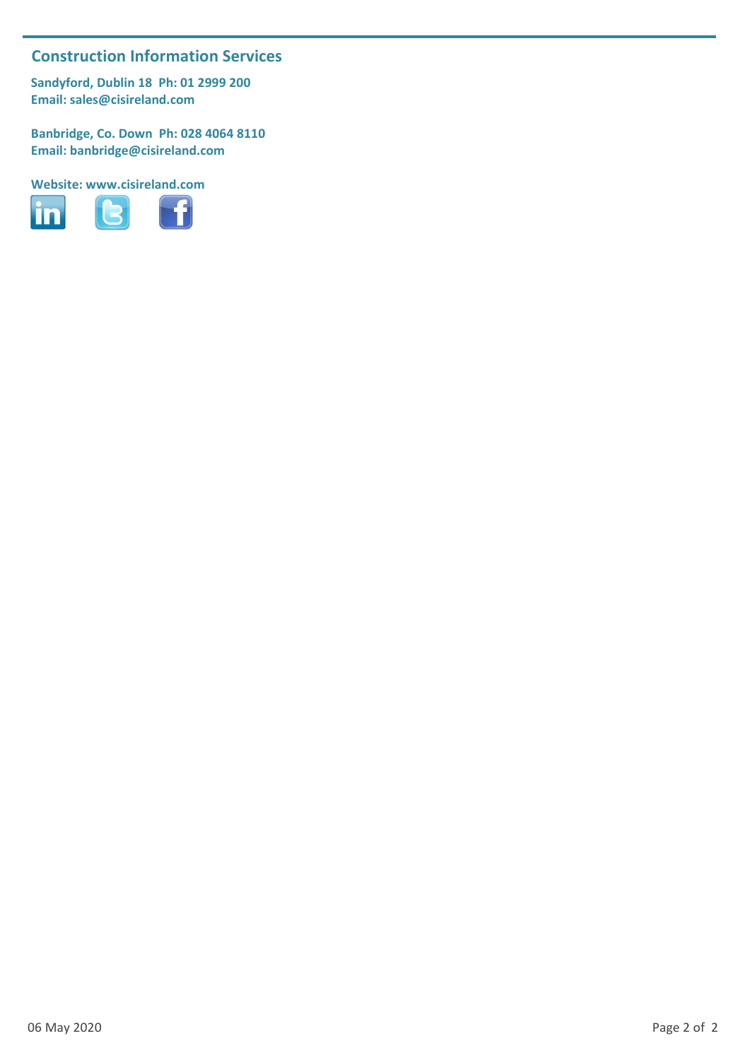## Construction Information Services

**Sandyford, Dublin 18  Ph: 01 2999 200**
**Email: sales@cisireland.com**

**Banbridge, Co. Down  Ph: 028 4064 8110**
**Email: banbridge@cisireland.com**

**Website: www.cisireland.com**

06 May 2020